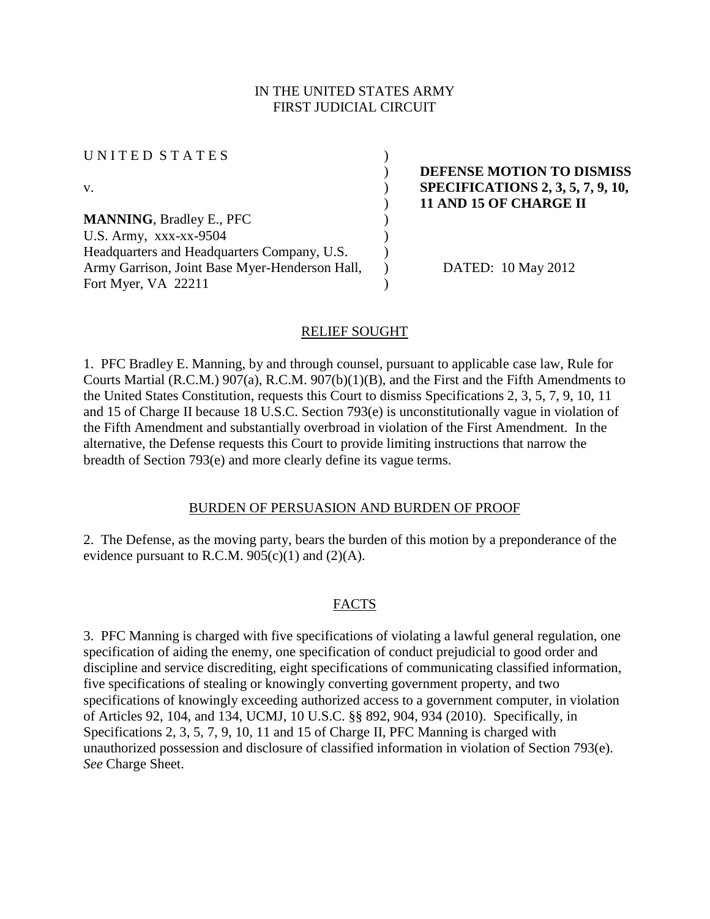IN THE UNITED STATES ARMY
FIRST JUDICIAL CIRCUIT

| | | |
|---|---|---|
| UNITED STATES | ) | |
| | ) | **DEFENSE MOTION TO DISMISS** |
| v. | ) | **SPECIFICATIONS 2, 3, 5, 7, 9, 10,** |
| | ) | **11 AND 15 OF CHARGE II** |
| **MANNING**, Bradley E., PFC | ) | |
| U.S. Army, xxx-xx-9504 | ) | |
| Headquarters and Headquarters Company, U.S. | ) | |
| Army Garrison, Joint Base Myer-Henderson Hall, | ) | DATED: 10 May 2012 |
| Fort Myer, VA 22211 | ) | |

## RELIEF SOUGHT

1. PFC Bradley E. Manning, by and through counsel, pursuant to applicable case law, Rule for Courts Martial (R.C.M.) 907(a), R.C.M. 907(b)(1)(B), and the First and the Fifth Amendments to the United States Constitution, requests this Court to dismiss Specifications 2, 3, 5, 7, 9, 10, 11 and 15 of Charge II because 18 U.S.C. Section 793(e) is unconstitutionally vague in violation of the Fifth Amendment and substantially overbroad in violation of the First Amendment. In the alternative, the Defense requests this Court to provide limiting instructions that narrow the breadth of Section 793(e) and more clearly define its vague terms.

## BURDEN OF PERSUASION AND BURDEN OF PROOF

2. The Defense, as the moving party, bears the burden of this motion by a preponderance of the evidence pursuant to R.C.M. 905(c)(1) and (2)(A).

## FACTS

3. PFC Manning is charged with five specifications of violating a lawful general regulation, one specification of aiding the enemy, one specification of conduct prejudicial to good order and discipline and service discrediting, eight specifications of communicating classified information, five specifications of stealing or knowingly converting government property, and two specifications of knowingly exceeding authorized access to a government computer, in violation of Articles 92, 104, and 134, UCMJ, 10 U.S.C. §§ 892, 904, 934 (2010). Specifically, in Specifications 2, 3, 5, 7, 9, 10, 11 and 15 of Charge II, PFC Manning is charged with unauthorized possession and disclosure of classified information in violation of Section 793(e). *See* Charge Sheet.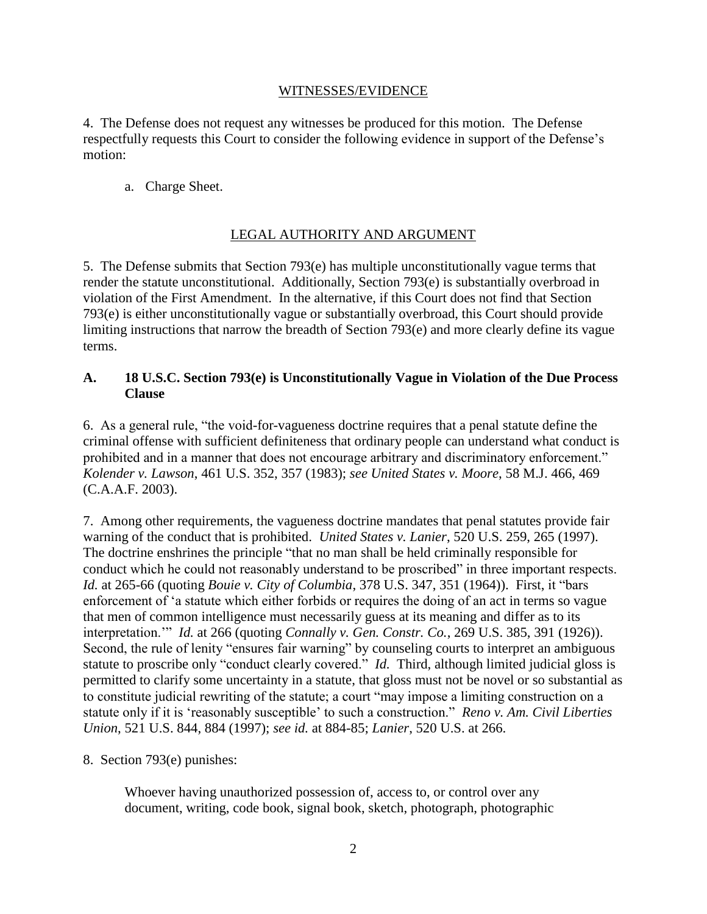<u>WITNESSES/EVIDENCE</u>

4. The Defense does not request any witnesses be produced for this motion. The Defense respectfully requests this Court to consider the following evidence in support of the Defense's motion:

a. Charge Sheet.

<u>LEGAL AUTHORITY AND ARGUMENT</u>

5. The Defense submits that Section 793(e) has multiple unconstitutionally vague terms that render the statute unconstitutional. Additionally, Section 793(e) is substantially overbroad in violation of the First Amendment. In the alternative, if this Court does not find that Section 793(e) is either unconstitutionally vague or substantially overbroad, this Court should provide limiting instructions that narrow the breadth of Section 793(e) and more clearly define its vague terms.

### A. 18 U.S.C. Section 793(e) is Unconstitutionally Vague in Violation of the Due Process Clause

6. As a general rule, "the void-for-vagueness doctrine requires that a penal statute define the criminal offense with sufficient definiteness that ordinary people can understand what conduct is prohibited and in a manner that does not encourage arbitrary and discriminatory enforcement." *Kolender v. Lawson*, 461 U.S. 352, 357 (1983); *see United States v. Moore*, 58 M.J. 466, 469 (C.A.A.F. 2003).

7. Among other requirements, the vagueness doctrine mandates that penal statutes provide fair warning of the conduct that is prohibited. *United States v. Lanier*, 520 U.S. 259, 265 (1997). The doctrine enshrines the principle "that no man shall be held criminally responsible for conduct which he could not reasonably understand to be proscribed" in three important respects. *Id.* at 265-66 (quoting *Bouie v. City of Columbia*, 378 U.S. 347, 351 (1964)). First, it "bars enforcement of 'a statute which either forbids or requires the doing of an act in terms so vague that men of common intelligence must necessarily guess at its meaning and differ as to its interpretation.'" *Id.* at 266 (quoting *Connally v. Gen. Constr. Co.*, 269 U.S. 385, 391 (1926)). Second, the rule of lenity "ensures fair warning" by counseling courts to interpret an ambiguous statute to proscribe only "conduct clearly covered." *Id.* Third, although limited judicial gloss is permitted to clarify some uncertainty in a statute, that gloss must not be novel or so substantial as to constitute judicial rewriting of the statute; a court "may impose a limiting construction on a statute only if it is 'reasonably susceptible' to such a construction." *Reno v. Am. Civil Liberties Union*, 521 U.S. 844, 884 (1997); *see id.* at 884-85; *Lanier*, 520 U.S. at 266.

8. Section 793(e) punishes:

> Whoever having unauthorized possession of, access to, or control over any document, writing, code book, signal book, sketch, photograph, photographic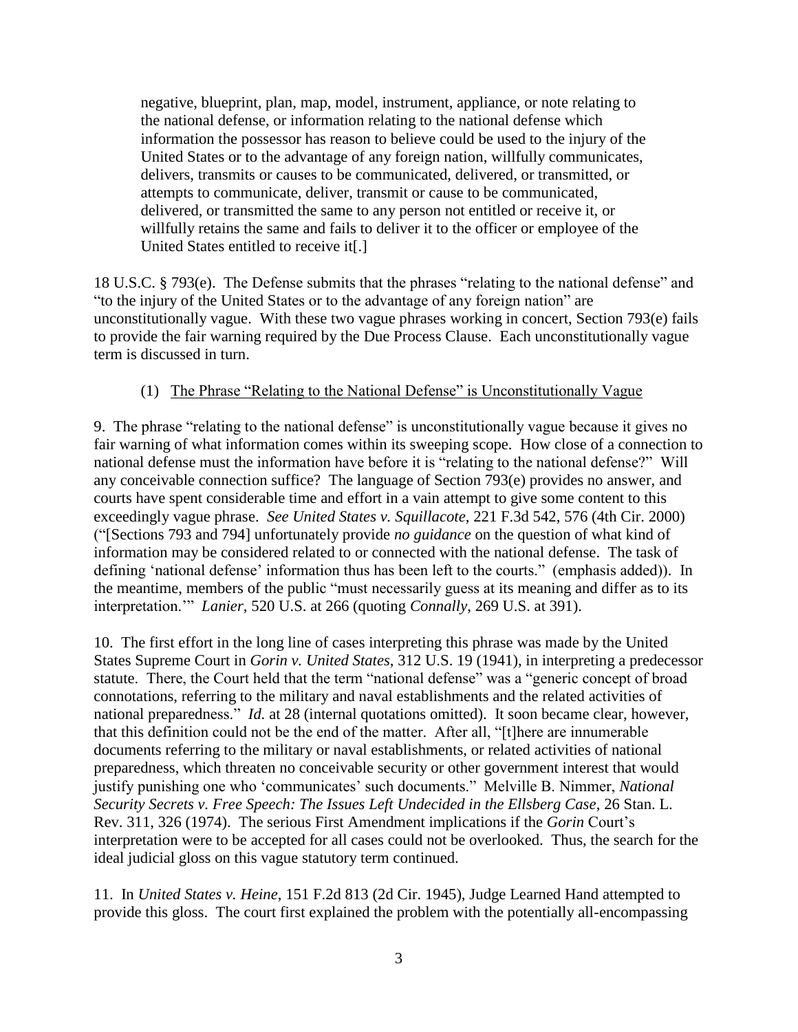> negative, blueprint, plan, map, model, instrument, appliance, or note relating to the national defense, or information relating to the national defense which information the possessor has reason to believe could be used to the injury of the United States or to the advantage of any foreign nation, willfully communicates, delivers, transmits or causes to be communicated, delivered, or transmitted, or attempts to communicate, deliver, transmit or cause to be communicated, delivered, or transmitted the same to any person not entitled or receive it, or willfully retains the same and fails to deliver it to the officer or employee of the United States entitled to receive it[.]

18 U.S.C. § 793(e). The Defense submits that the phrases "relating to the national defense" and "to the injury of the United States or to the advantage of any foreign nation" are unconstitutionally vague. With these two vague phrases working in concert, Section 793(e) fails to provide the fair warning required by the Due Process Clause. Each unconstitutionally vague term is discussed in turn.

(1) <u>The Phrase "Relating to the National Defense" is Unconstitutionally Vague</u>

9. The phrase "relating to the national defense" is unconstitutionally vague because it gives no fair warning of what information comes within its sweeping scope. How close of a connection to national defense must the information have before it is "relating to the national defense?" Will any conceivable connection suffice? The language of Section 793(e) provides no answer, and courts have spent considerable time and effort in a vain attempt to give some content to this exceedingly vague phrase. *See United States v. Squillacote*, 221 F.3d 542, 576 (4th Cir. 2000) ("[Sections 793 and 794] unfortunately provide *no guidance* on the question of what kind of information may be considered related to or connected with the national defense. The task of defining 'national defense' information thus has been left to the courts." (emphasis added)). In the meantime, members of the public "must necessarily guess at its meaning and differ as to its interpretation.'" *Lanier*, 520 U.S. at 266 (quoting *Connally*, 269 U.S. at 391).

10. The first effort in the long line of cases interpreting this phrase was made by the United States Supreme Court in *Gorin v. United States*, 312 U.S. 19 (1941), in interpreting a predecessor statute. There, the Court held that the term "national defense" was a "generic concept of broad connotations, referring to the military and naval establishments and the related activities of national preparedness." *Id.* at 28 (internal quotations omitted). It soon became clear, however, that this definition could not be the end of the matter. After all, "[t]here are innumerable documents referring to the military or naval establishments, or related activities of national preparedness, which threaten no conceivable security or other government interest that would justify punishing one who 'communicates' such documents." Melville B. Nimmer, *National Security Secrets v. Free Speech: The Issues Left Undecided in the Ellsberg Case*, 26 Stan. L. Rev. 311, 326 (1974). The serious First Amendment implications if the *Gorin* Court's interpretation were to be accepted for all cases could not be overlooked. Thus, the search for the ideal judicial gloss on this vague statutory term continued.

11. In *United States v. Heine*, 151 F.2d 813 (2d Cir. 1945), Judge Learned Hand attempted to provide this gloss. The court first explained the problem with the potentially all-encompassing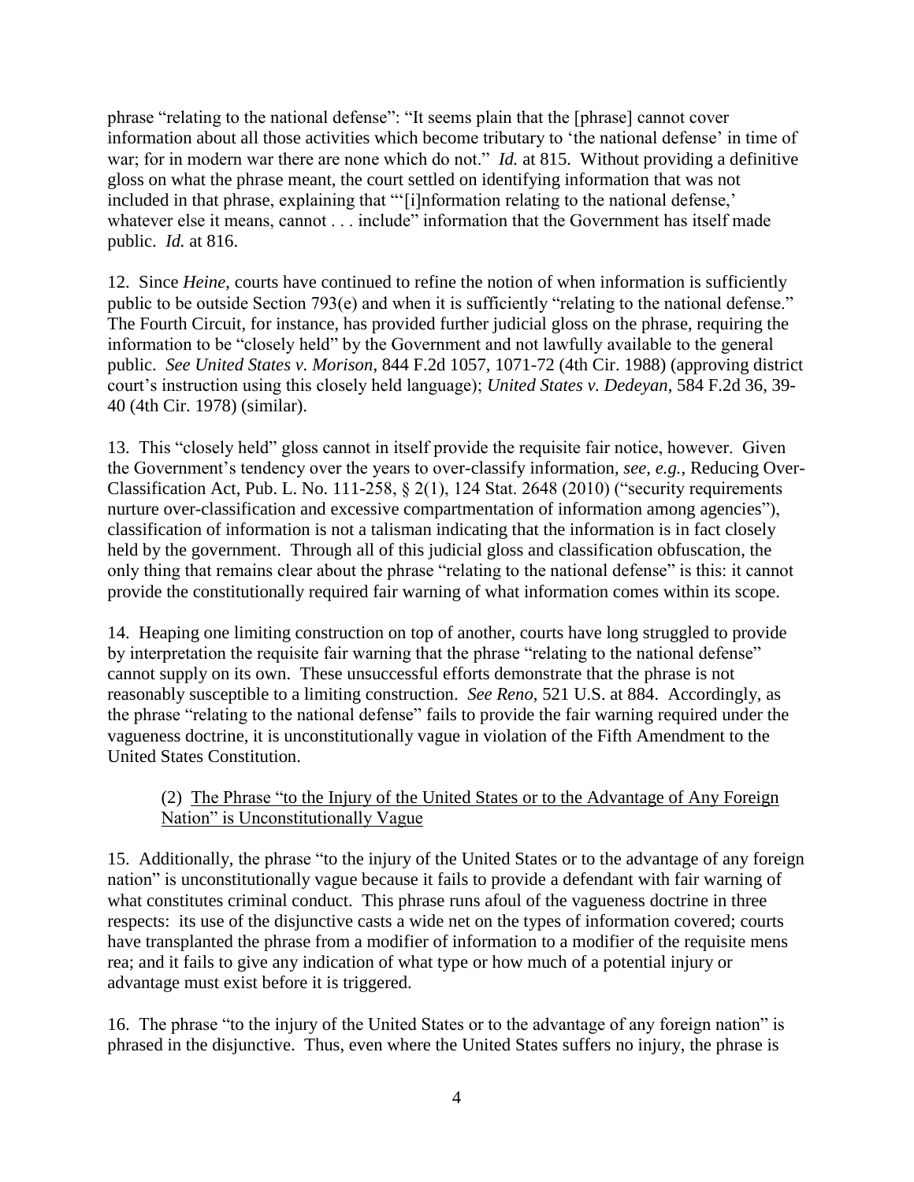phrase "relating to the national defense": "It seems plain that the [phrase] cannot cover information about all those activities which become tributary to 'the national defense' in time of war; for in modern war there are none which do not." *Id.* at 815. Without providing a definitive gloss on what the phrase meant, the court settled on identifying information that was not included in that phrase, explaining that "'[i]nformation relating to the national defense,' whatever else it means, cannot . . . include" information that the Government has itself made public. *Id.* at 816.

12. Since *Heine*, courts have continued to refine the notion of when information is sufficiently public to be outside Section 793(e) and when it is sufficiently "relating to the national defense." The Fourth Circuit, for instance, has provided further judicial gloss on the phrase, requiring the information to be "closely held" by the Government and not lawfully available to the general public. *See United States v. Morison*, 844 F.2d 1057, 1071-72 (4th Cir. 1988) (approving district court's instruction using this closely held language); *United States v. Dedeyan*, 584 F.2d 36, 39-40 (4th Cir. 1978) (similar).

13. This "closely held" gloss cannot in itself provide the requisite fair notice, however. Given the Government's tendency over the years to over-classify information, *see, e.g.,* Reducing Over-Classification Act, Pub. L. No. 111-258, § 2(1), 124 Stat. 2648 (2010) ("security requirements nurture over-classification and excessive compartmentation of information among agencies"), classification of information is not a talisman indicating that the information is in fact closely held by the government. Through all of this judicial gloss and classification obfuscation, the only thing that remains clear about the phrase "relating to the national defense" is this: it cannot provide the constitutionally required fair warning of what information comes within its scope.

14. Heaping one limiting construction on top of another, courts have long struggled to provide by interpretation the requisite fair warning that the phrase "relating to the national defense" cannot supply on its own. These unsuccessful efforts demonstrate that the phrase is not reasonably susceptible to a limiting construction. *See Reno*, 521 U.S. at 884. Accordingly, as the phrase "relating to the national defense" fails to provide the fair warning required under the vagueness doctrine, it is unconstitutionally vague in violation of the Fifth Amendment to the United States Constitution.

(2) <u>The Phrase "to the Injury of the United States or to the Advantage of Any Foreign Nation" is Unconstitutionally Vague</u>

15. Additionally, the phrase "to the injury of the United States or to the advantage of any foreign nation" is unconstitutionally vague because it fails to provide a defendant with fair warning of what constitutes criminal conduct. This phrase runs afoul of the vagueness doctrine in three respects: its use of the disjunctive casts a wide net on the types of information covered; courts have transplanted the phrase from a modifier of information to a modifier of the requisite mens rea; and it fails to give any indication of what type or how much of a potential injury or advantage must exist before it is triggered.

16. The phrase "to the injury of the United States or to the advantage of any foreign nation" is phrased in the disjunctive. Thus, even where the United States suffers no injury, the phrase is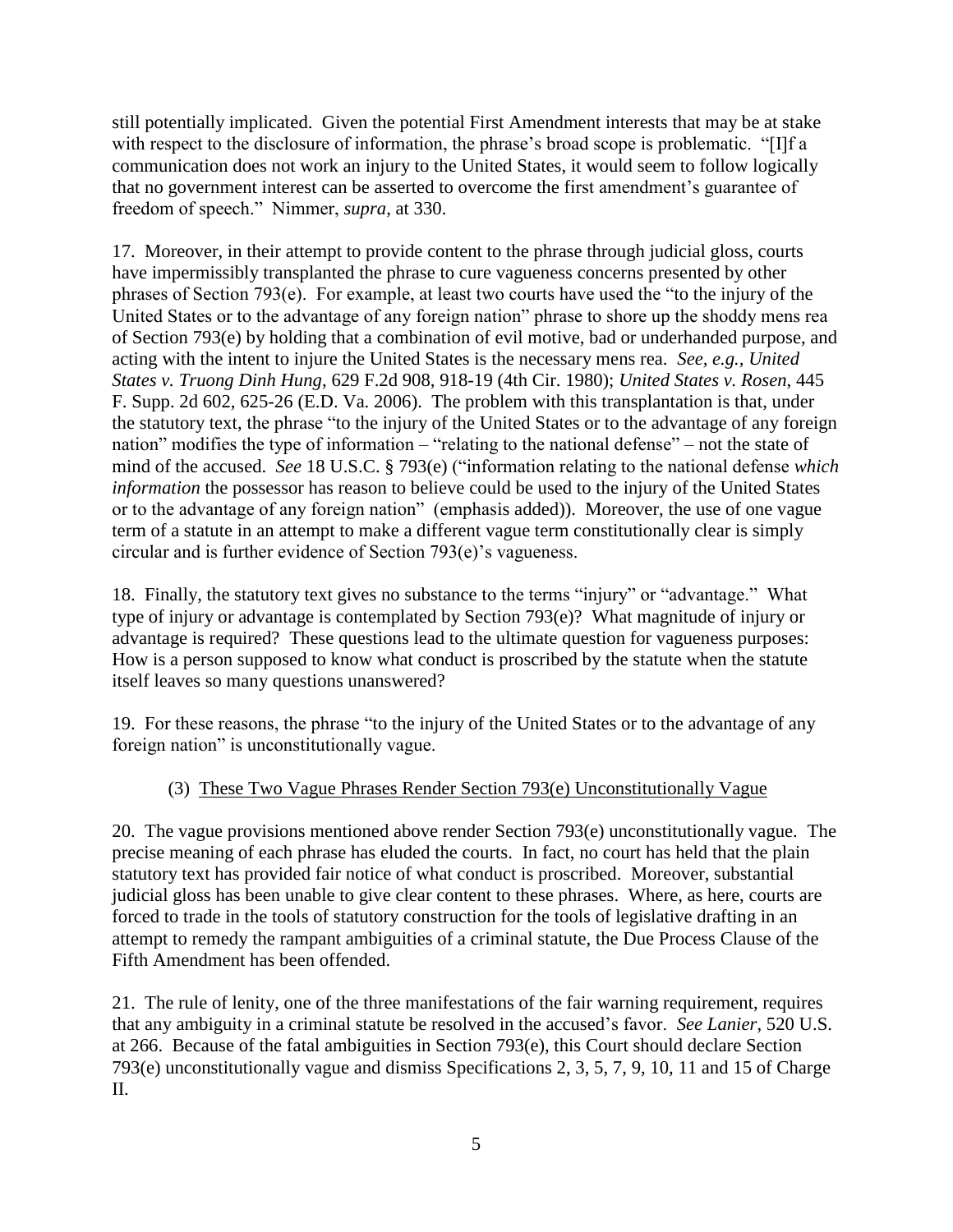still potentially implicated. Given the potential First Amendment interests that may be at stake with respect to the disclosure of information, the phrase's broad scope is problematic. "[I]f a communication does not work an injury to the United States, it would seem to follow logically that no government interest can be asserted to overcome the first amendment's guarantee of freedom of speech." Nimmer, *supra*, at 330.

17. Moreover, in their attempt to provide content to the phrase through judicial gloss, courts have impermissibly transplanted the phrase to cure vagueness concerns presented by other phrases of Section 793(e). For example, at least two courts have used the "to the injury of the United States or to the advantage of any foreign nation" phrase to shore up the shoddy mens rea of Section 793(e) by holding that a combination of evil motive, bad or underhanded purpose, and acting with the intent to injure the United States is the necessary mens rea. *See, e.g., United States v. Truong Dinh Hung*, 629 F.2d 908, 918-19 (4th Cir. 1980); *United States v. Rosen*, 445 F. Supp. 2d 602, 625-26 (E.D. Va. 2006). The problem with this transplantation is that, under the statutory text, the phrase "to the injury of the United States or to the advantage of any foreign nation" modifies the type of information – "relating to the national defense" – not the state of mind of the accused. *See* 18 U.S.C. § 793(e) ("information relating to the national defense *which information* the possessor has reason to believe could be used to the injury of the United States or to the advantage of any foreign nation" (emphasis added)). Moreover, the use of one vague term of a statute in an attempt to make a different vague term constitutionally clear is simply circular and is further evidence of Section 793(e)'s vagueness.

18. Finally, the statutory text gives no substance to the terms "injury" or "advantage." What type of injury or advantage is contemplated by Section 793(e)? What magnitude of injury or advantage is required? These questions lead to the ultimate question for vagueness purposes: How is a person supposed to know what conduct is proscribed by the statute when the statute itself leaves so many questions unanswered?

19. For these reasons, the phrase "to the injury of the United States or to the advantage of any foreign nation" is unconstitutionally vague.

(3) These Two Vague Phrases Render Section 793(e) Unconstitutionally Vague

20. The vague provisions mentioned above render Section 793(e) unconstitutionally vague. The precise meaning of each phrase has eluded the courts. In fact, no court has held that the plain statutory text has provided fair notice of what conduct is proscribed. Moreover, substantial judicial gloss has been unable to give clear content to these phrases. Where, as here, courts are forced to trade in the tools of statutory construction for the tools of legislative drafting in an attempt to remedy the rampant ambiguities of a criminal statute, the Due Process Clause of the Fifth Amendment has been offended.

21. The rule of lenity, one of the three manifestations of the fair warning requirement, requires that any ambiguity in a criminal statute be resolved in the accused's favor. *See Lanier*, 520 U.S. at 266. Because of the fatal ambiguities in Section 793(e), this Court should declare Section 793(e) unconstitutionally vague and dismiss Specifications 2, 3, 5, 7, 9, 10, 11 and 15 of Charge II.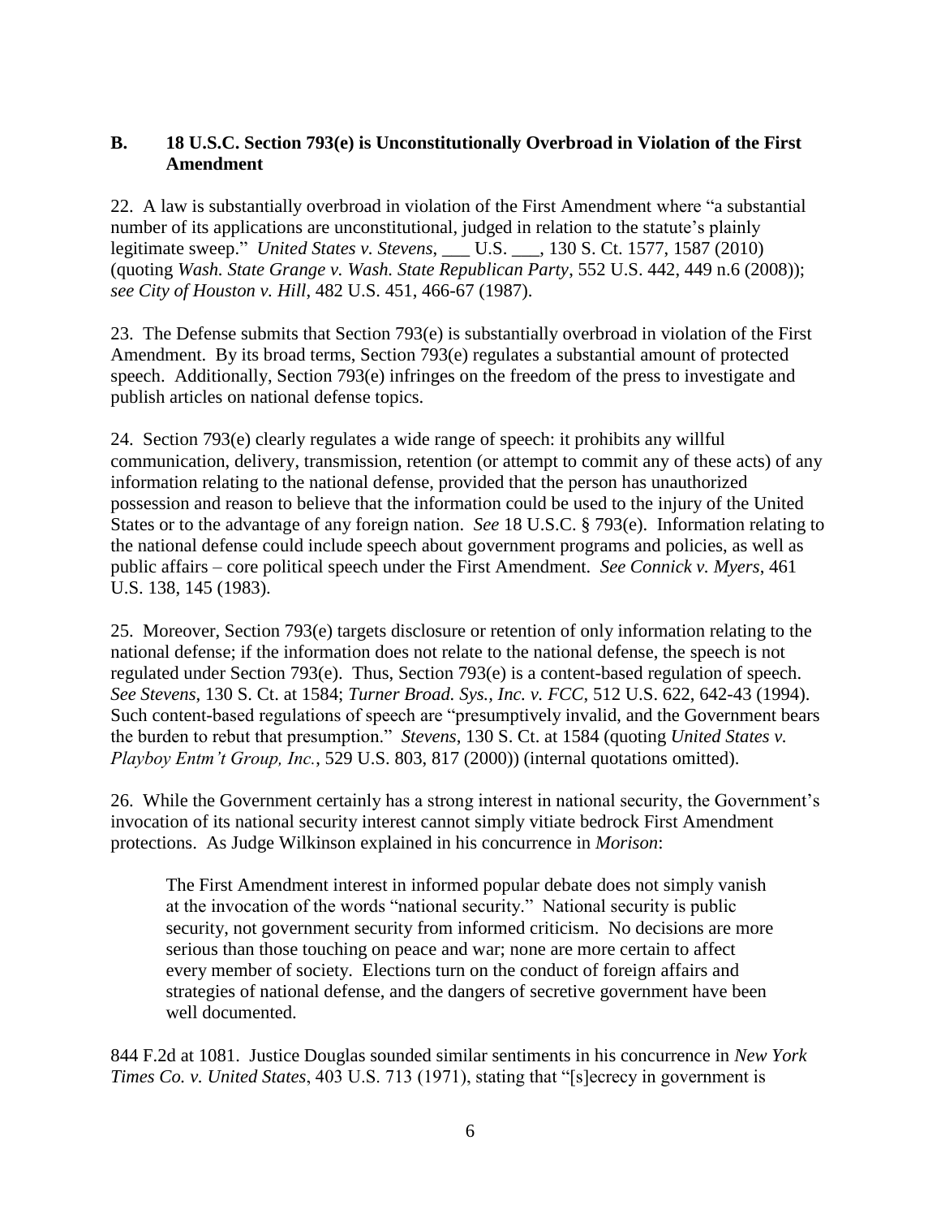### B. 18 U.S.C. Section 793(e) is Unconstitutionally Overbroad in Violation of the First Amendment

22. A law is substantially overbroad in violation of the First Amendment where "a substantial number of its applications are unconstitutional, judged in relation to the statute's plainly legitimate sweep." *United States v. Stevens*, ___ U.S. ___, 130 S. Ct. 1577, 1587 (2010) (quoting *Wash. State Grange v. Wash. State Republican Party*, 552 U.S. 442, 449 n.6 (2008)); *see City of Houston v. Hill*, 482 U.S. 451, 466-67 (1987).

23. The Defense submits that Section 793(e) is substantially overbroad in violation of the First Amendment. By its broad terms, Section 793(e) regulates a substantial amount of protected speech. Additionally, Section 793(e) infringes on the freedom of the press to investigate and publish articles on national defense topics.

24. Section 793(e) clearly regulates a wide range of speech: it prohibits any willful communication, delivery, transmission, retention (or attempt to commit any of these acts) of any information relating to the national defense, provided that the person has unauthorized possession and reason to believe that the information could be used to the injury of the United States or to the advantage of any foreign nation. *See* 18 U.S.C. § 793(e). Information relating to the national defense could include speech about government programs and policies, as well as public affairs – core political speech under the First Amendment. *See Connick v. Myers*, 461 U.S. 138, 145 (1983).

25. Moreover, Section 793(e) targets disclosure or retention of only information relating to the national defense; if the information does not relate to the national defense, the speech is not regulated under Section 793(e). Thus, Section 793(e) is a content-based regulation of speech. *See Stevens*, 130 S. Ct. at 1584; *Turner Broad. Sys., Inc. v. FCC*, 512 U.S. 622, 642-43 (1994). Such content-based regulations of speech are "presumptively invalid, and the Government bears the burden to rebut that presumption." *Stevens*, 130 S. Ct. at 1584 (quoting *United States v. Playboy Entm't Group, Inc.*, 529 U.S. 803, 817 (2000)) (internal quotations omitted).

26. While the Government certainly has a strong interest in national security, the Government's invocation of its national security interest cannot simply vitiate bedrock First Amendment protections. As Judge Wilkinson explained in his concurrence in *Morison*:

> The First Amendment interest in informed popular debate does not simply vanish at the invocation of the words "national security." National security is public security, not government security from informed criticism. No decisions are more serious than those touching on peace and war; none are more certain to affect every member of society. Elections turn on the conduct of foreign affairs and strategies of national defense, and the dangers of secretive government have been well documented.

844 F.2d at 1081. Justice Douglas sounded similar sentiments in his concurrence in *New York Times Co. v. United States*, 403 U.S. 713 (1971), stating that "[s]ecrecy in government is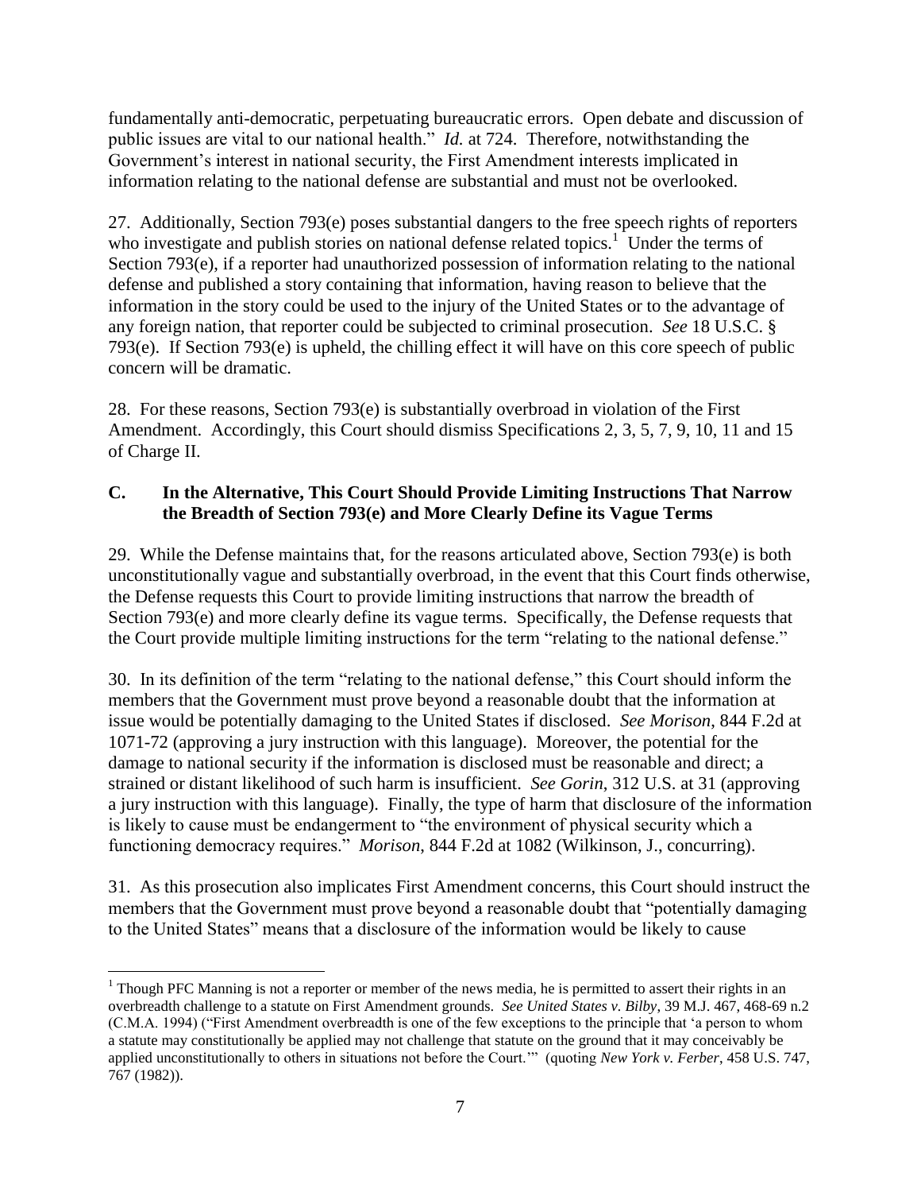fundamentally anti-democratic, perpetuating bureaucratic errors. Open debate and discussion of public issues are vital to our national health." *Id.* at 724. Therefore, notwithstanding the Government's interest in national security, the First Amendment interests implicated in information relating to the national defense are substantial and must not be overlooked.

27. Additionally, Section 793(e) poses substantial dangers to the free speech rights of reporters who investigate and publish stories on national defense related topics.[1] Under the terms of Section 793(e), if a reporter had unauthorized possession of information relating to the national defense and published a story containing that information, having reason to believe that the information in the story could be used to the injury of the United States or to the advantage of any foreign nation, that reporter could be subjected to criminal prosecution. *See* 18 U.S.C. § 793(e). If Section 793(e) is upheld, the chilling effect it will have on this core speech of public concern will be dramatic.

28. For these reasons, Section 793(e) is substantially overbroad in violation of the First Amendment. Accordingly, this Court should dismiss Specifications 2, 3, 5, 7, 9, 10, 11 and 15 of Charge II.

### C. In the Alternative, This Court Should Provide Limiting Instructions That Narrow the Breadth of Section 793(e) and More Clearly Define its Vague Terms

29. While the Defense maintains that, for the reasons articulated above, Section 793(e) is both unconstitutionally vague and substantially overbroad, in the event that this Court finds otherwise, the Defense requests this Court to provide limiting instructions that narrow the breadth of Section 793(e) and more clearly define its vague terms. Specifically, the Defense requests that the Court provide multiple limiting instructions for the term "relating to the national defense."

30. In its definition of the term "relating to the national defense," this Court should inform the members that the Government must prove beyond a reasonable doubt that the information at issue would be potentially damaging to the United States if disclosed. *See Morison*, 844 F.2d at 1071-72 (approving a jury instruction with this language). Moreover, the potential for the damage to national security if the information is disclosed must be reasonable and direct; a strained or distant likelihood of such harm is insufficient. *See Gorin*, 312 U.S. at 31 (approving a jury instruction with this language). Finally, the type of harm that disclosure of the information is likely to cause must be endangerment to "the environment of physical security which a functioning democracy requires." *Morison*, 844 F.2d at 1082 (Wilkinson, J., concurring).

31. As this prosecution also implicates First Amendment concerns, this Court should instruct the members that the Government must prove beyond a reasonable doubt that "potentially damaging to the United States" means that a disclosure of the information would be likely to cause

---

[1] Though PFC Manning is not a reporter or member of the news media, he is permitted to assert their rights in an overbreadth challenge to a statute on First Amendment grounds. *See United States v. Bilby*, 39 M.J. 467, 468-69 n.2 (C.M.A. 1994) ("First Amendment overbreadth is one of the few exceptions to the principle that 'a person to whom a statute may constitutionally be applied may not challenge that statute on the ground that it may conceivably be applied unconstitutionally to others in situations not before the Court.'" (quoting *New York v. Ferber*, 458 U.S. 747, 767 (1982)).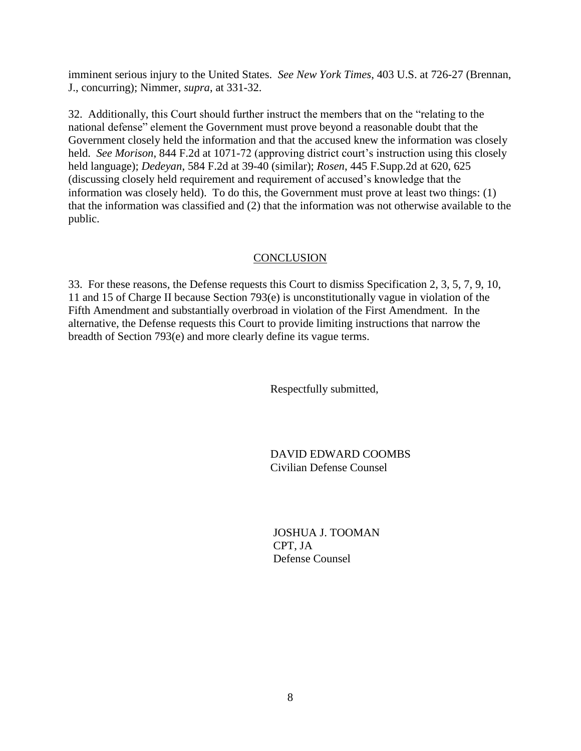imminent serious injury to the United States. *See New York Times*, 403 U.S. at 726-27 (Brennan, J., concurring); Nimmer, *supra*, at 331-32.

32. Additionally, this Court should further instruct the members that on the "relating to the national defense" element the Government must prove beyond a reasonable doubt that the Government closely held the information and that the accused knew the information was closely held. *See Morison*, 844 F.2d at 1071-72 (approving district court's instruction using this closely held language); *Dedeyan*, 584 F.2d at 39-40 (similar); *Rosen*, 445 F.Supp.2d at 620, 625 (discussing closely held requirement and requirement of accused's knowledge that the information was closely held). To do this, the Government must prove at least two things: (1) that the information was classified and (2) that the information was not otherwise available to the public.

## CONCLUSION

33. For these reasons, the Defense requests this Court to dismiss Specification 2, 3, 5, 7, 9, 10, 11 and 15 of Charge II because Section 793(e) is unconstitutionally vague in violation of the Fifth Amendment and substantially overbroad in violation of the First Amendment. In the alternative, the Defense requests this Court to provide limiting instructions that narrow the breadth of Section 793(e) and more clearly define its vague terms.

Respectfully submitted,

DAVID EDWARD COOMBS
Civilian Defense Counsel

JOSHUA J. TOOMAN
CPT, JA
Defense Counsel